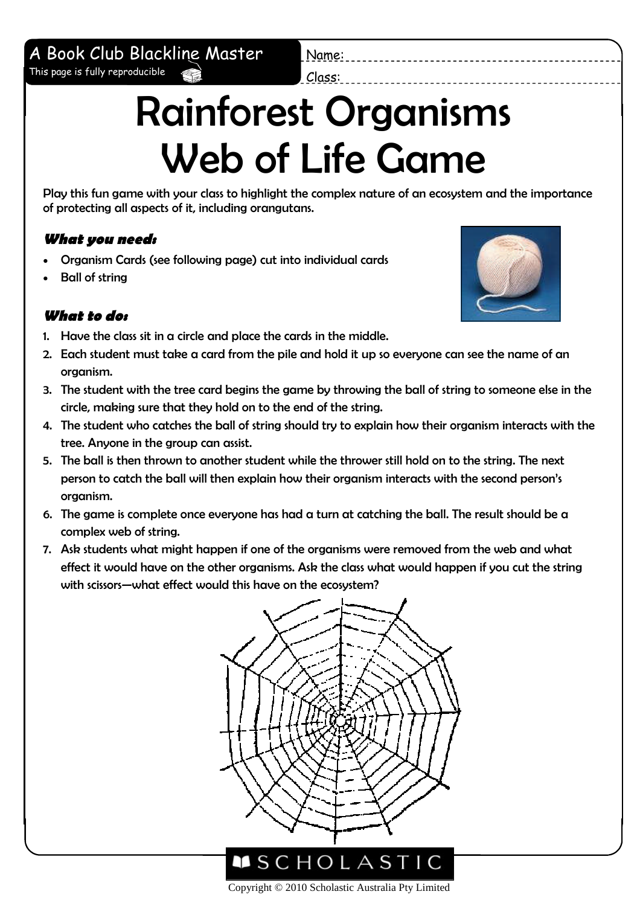A Book Club Blackline Master

This page is fully reproducible

Name:

Class:

# Rainforest Organisms Web of Life Game

Play this fun game with your class to highlight the complex nature of an ecosystem and the importance of protecting all aspects of it, including orangutans.

### *What you need:*

- Organism Cards (see following page) cut into individual cards
- Ball of string

### *What to do:*

1. Have the class sit in a circle and place the cards in the middle.
2. Each student must take a card from the pile and hold it up so everyone can see the name of an organism.
3. The student with the tree card begins the game by throwing the ball of string to someone else in the circle, making sure that they hold on to the end of the string.
4. The student who catches the ball of string should try to explain how their organism interacts with the tree. Anyone in the group can assist.
5. The ball is then thrown to another student while the thrower still hold on to the string. The next person to catch the ball will then explain how their organism interacts with the second person's organism.
6. The game is complete once everyone has had a turn at catching the ball. The result should be a complex web of string.
7. Ask students what might happen if one of the organisms were removed from the web and what effect it would have on the other organisms. Ask the class what would happen if you cut the string with scissors—what effect would this have on the ecosystem?

SCHOLASTIC

Copyright © 2010 Scholastic Australia Pty Limited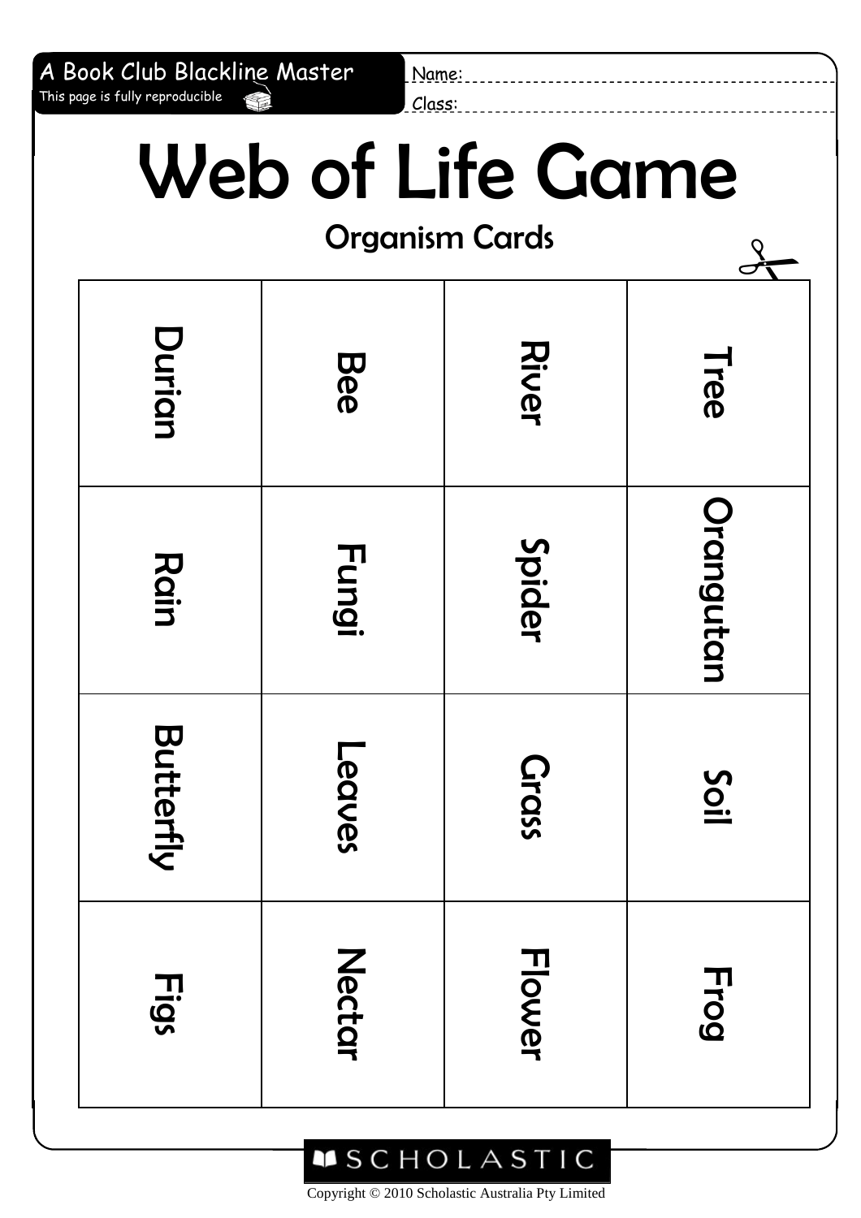A Book Club Blackline Master
This page is fully reproducible

Name:

Class:

# Web of Life Game

## Organism Cards

| | | | |
|---|---|---|---|
| Durian | Bee | River | Tree |
| Rain | Fungi | Spider | Orangutan |
| Butterfly | Leaves | Grass | Soil |
| Figs | Nectar | Flower | Frog |

SCHOLASTIC

Copyright © 2010 Scholastic Australia Pty Limited